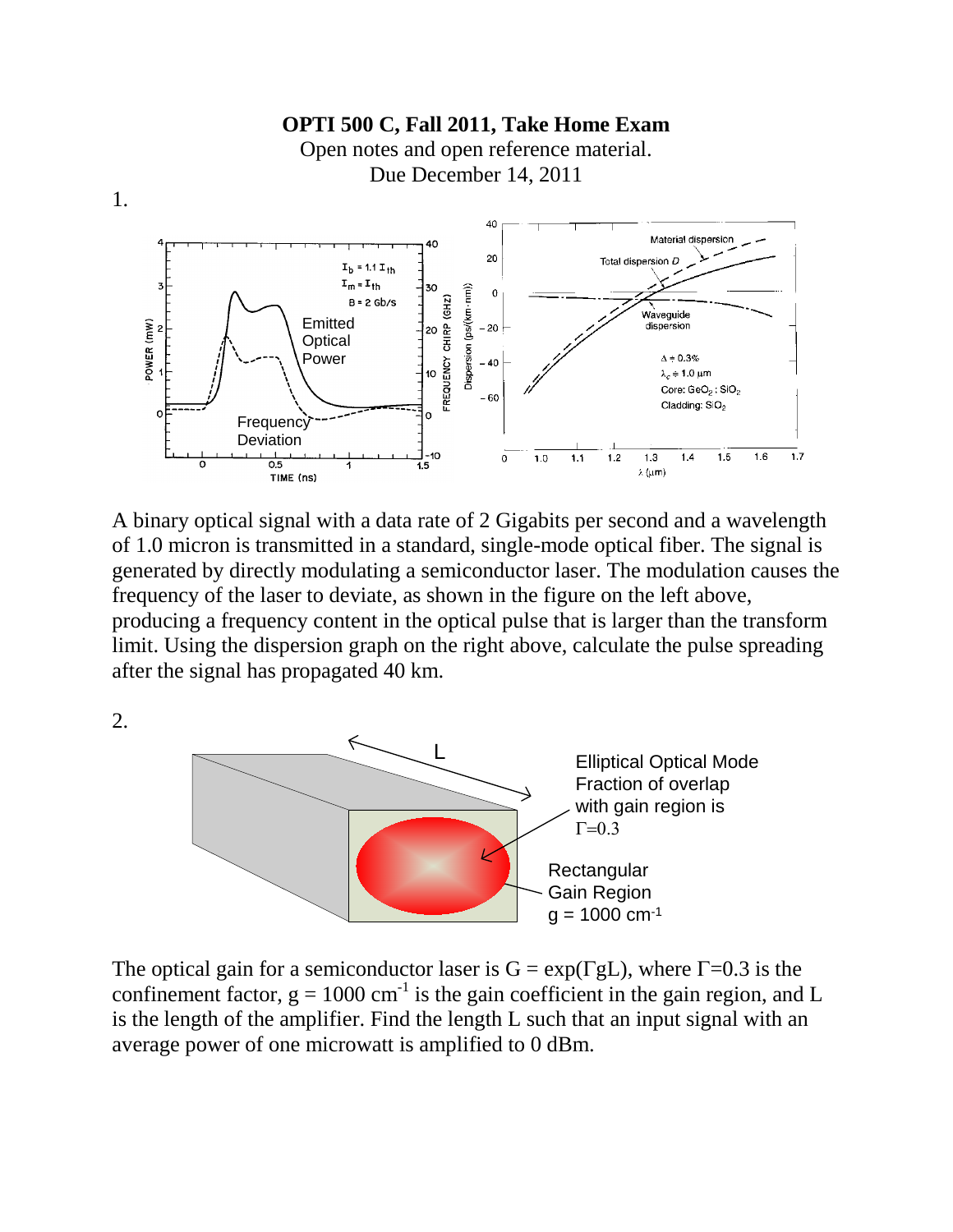# OPTI 500 C, Fall 2011, Take Home Exam

Open notes and open reference material.

Due December 14, 2011

1.

A binary optical signal with a data rate of 2 Gigabits per second and a wavelength of 1.0 micron is transmitted in a standard, single-mode optical fiber. The signal is generated by directly modulating a semiconductor laser. The modulation causes the frequency of the laser to deviate, as shown in the figure on the left above, producing a frequency content in the optical pulse that is larger than the transform limit. Using the dispersion graph on the right above, calculate the pulse spreading after the signal has propagated 40 km.

2.

The optical gain for a semiconductor laser is G = exp(ΓgL), where Γ=0.3 is the confinement factor, g = 1000 cm$^{-1}$ is the gain coefficient in the gain region, and L is the length of the amplifier. Find the length L such that an input signal with an average power of one microwatt is amplified to 0 dBm.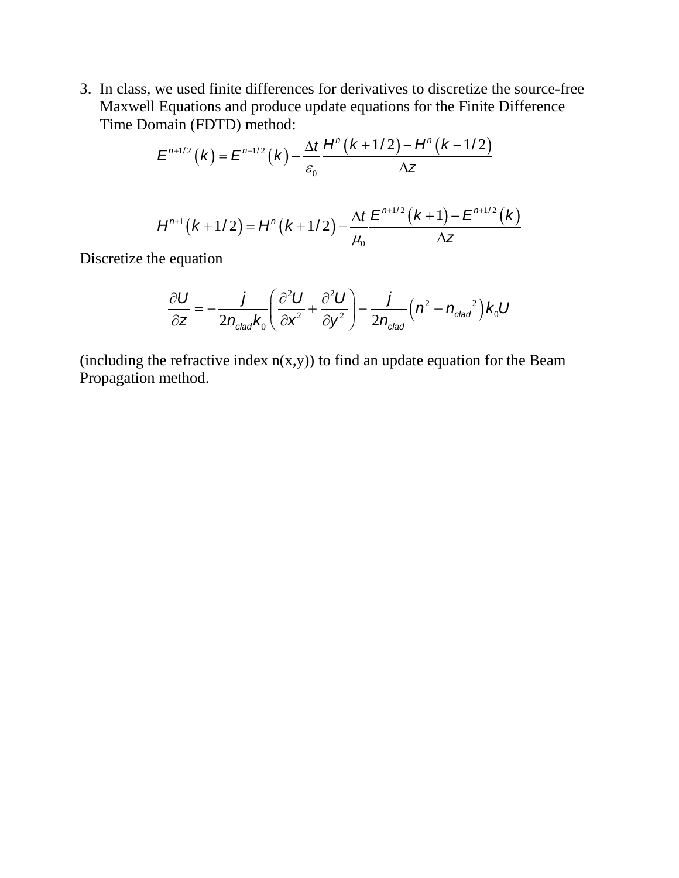3. In class, we used finite differences for derivatives to discretize the source-free Maxwell Equations and produce update equations for the Finite Difference Time Domain (FDTD) method:

$$E^{n+1/2}(k) = E^{n-1/2}(k) - \frac{\Delta t}{\varepsilon_0} \frac{H^n(k+1/2) - H^n(k-1/2)}{\Delta z}$$

$$H^{n+1}(k+1/2) = H^n(k+1/2) - \frac{\Delta t}{\mu_0} \frac{E^{n+1/2}(k+1) - E^{n+1/2}(k)}{\Delta z}$$

Discretize the equation

$$\frac{\partial U}{\partial z} = -\frac{j}{2n_{clad}k_0}\left(\frac{\partial^2 U}{\partial x^2} + \frac{\partial^2 U}{\partial y^2}\right) - \frac{j}{2n_{clad}}\left(n^2 - n_{clad}{}^2\right)k_0 U$$

(including the refractive index n(x,y)) to find an update equation for the Beam Propagation method.